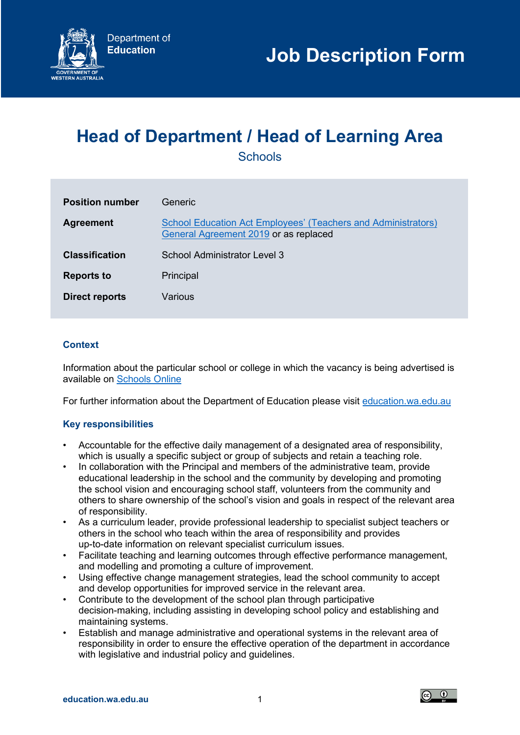Department of Education

# Job Description Form

# Head of Department / Head of Learning Area

Schools

| | |
|---|---|
| **Position number** | Generic |
| **Agreement** | School Education Act Employees' (Teachers and Administrators) General Agreement 2019 or as replaced |
| **Classification** | School Administrator Level 3 |
| **Reports to** | Principal |
| **Direct reports** | Various |

## Context

Information about the particular school or college in which the vacancy is being advertised is available on Schools Online

For further information about the Department of Education please visit education.wa.edu.au

## Key responsibilities

- Accountable for the effective daily management of a designated area of responsibility, which is usually a specific subject or group of subjects and retain a teaching role.
- In collaboration with the Principal and members of the administrative team, provide educational leadership in the school and the community by developing and promoting the school vision and encouraging school staff, volunteers from the community and others to share ownership of the school's vision and goals in respect of the relevant area of responsibility.
- As a curriculum leader, provide professional leadership to specialist subject teachers or others in the school who teach within the area of responsibility and provides up-to-date information on relevant specialist curriculum issues.
- Facilitate teaching and learning outcomes through effective performance management, and modelling and promoting a culture of improvement.
- Using effective change management strategies, lead the school community to accept and develop opportunities for improved service in the relevant area.
- Contribute to the development of the school plan through participative decision-making, including assisting in developing school policy and establishing and maintaining systems.
- Establish and manage administrative and operational systems in the relevant area of responsibility in order to ensure the effective operation of the department in accordance with legislative and industrial policy and guidelines.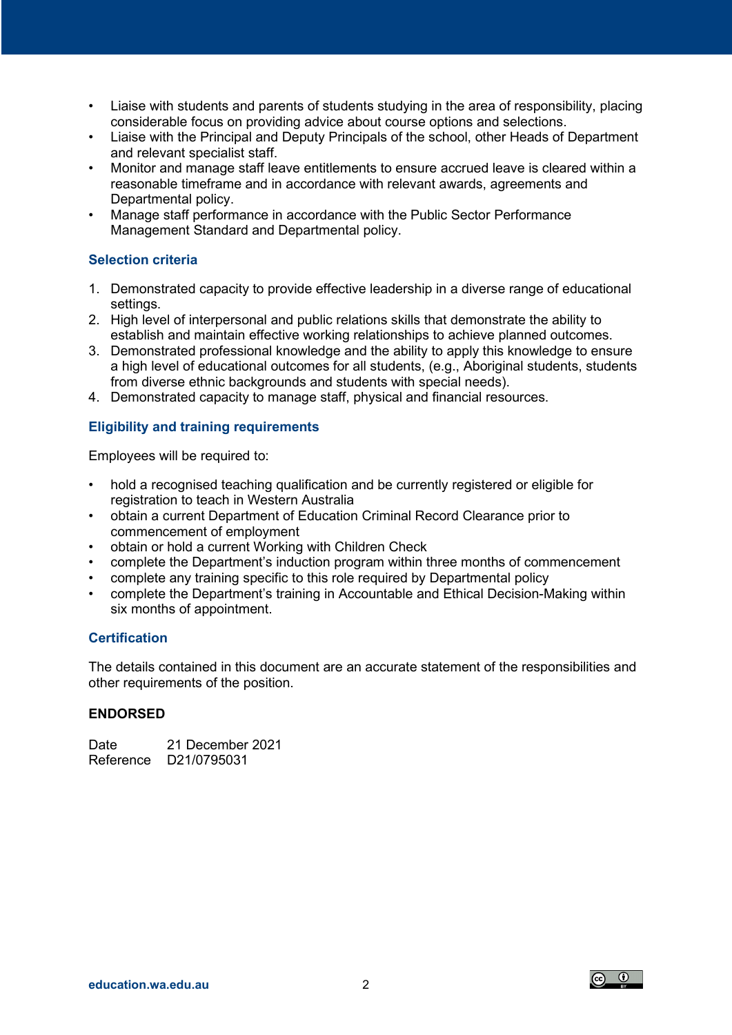- Liaise with students and parents of students studying in the area of responsibility, placing considerable focus on providing advice about course options and selections.
- Liaise with the Principal and Deputy Principals of the school, other Heads of Department and relevant specialist staff.
- Monitor and manage staff leave entitlements to ensure accrued leave is cleared within a reasonable timeframe and in accordance with relevant awards, agreements and Departmental policy.
- Manage staff performance in accordance with the Public Sector Performance Management Standard and Departmental policy.

### Selection criteria

1. Demonstrated capacity to provide effective leadership in a diverse range of educational settings.
2. High level of interpersonal and public relations skills that demonstrate the ability to establish and maintain effective working relationships to achieve planned outcomes.
3. Demonstrated professional knowledge and the ability to apply this knowledge to ensure a high level of educational outcomes for all students, (e.g., Aboriginal students, students from diverse ethnic backgrounds and students with special needs).
4. Demonstrated capacity to manage staff, physical and financial resources.

### Eligibility and training requirements

Employees will be required to:

- hold a recognised teaching qualification and be currently registered or eligible for registration to teach in Western Australia
- obtain a current Department of Education Criminal Record Clearance prior to commencement of employment
- obtain or hold a current Working with Children Check
- complete the Department's induction program within three months of commencement
- complete any training specific to this role required by Departmental policy
- complete the Department's training in Accountable and Ethical Decision-Making within six months of appointment.

### Certification

The details contained in this document are an accurate statement of the responsibilities and other requirements of the position.

**ENDORSED**

Date 21 December 2021
Reference D21/0795031